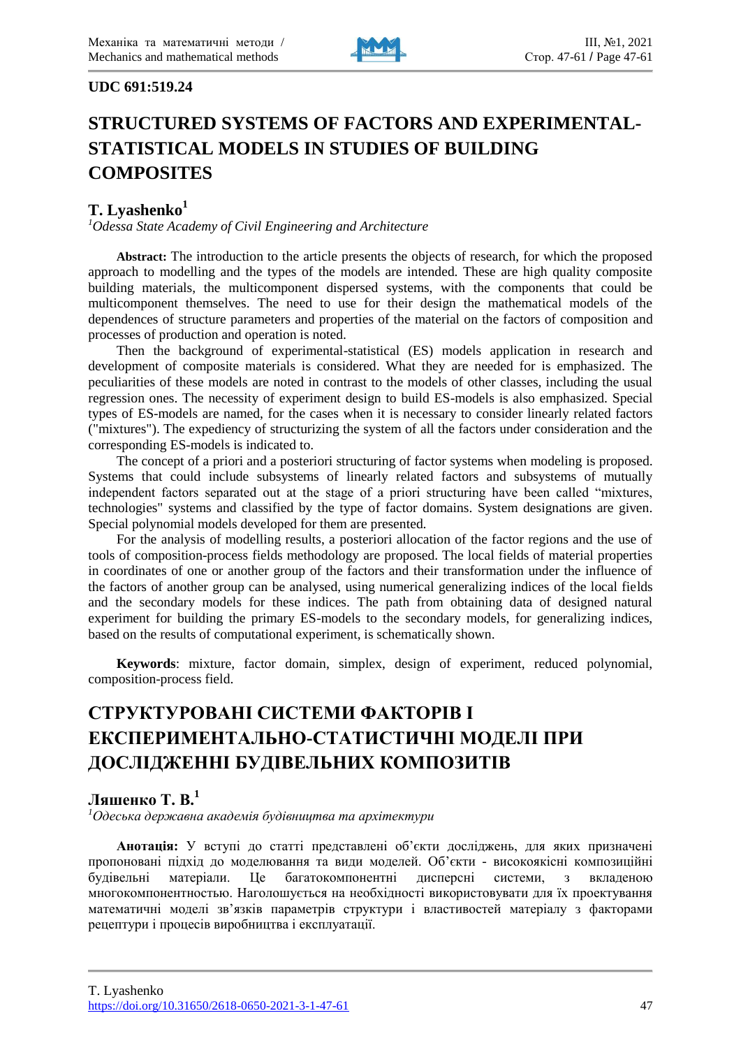**UDC 691:519.24**

# STRUCTURED SYSTEMS OF FACTORS AND EXPERIMENTAL-STATISTICAL MODELS IN STUDIES OF BUILDING COMPOSITES

## T. Lyashenko[1]

*[1]Odessa State Academy of Civil Engineering and Architecture*

**Abstract:** The introduction to the article presents the objects of research, for which the proposed approach to modelling and the types of the models are intended. These are high quality composite building materials, the multicomponent dispersed systems, with the components that could be multicomponent themselves. The need to use for their design the mathematical models of the dependences of structure parameters and properties of the material on the factors of composition and processes of production and operation is noted.

Then the background of experimental-statistical (ES) models application in research and development of composite materials is considered. What they are needed for is emphasized. The peculiarities of these models are noted in contrast to the models of other classes, including the usual regression ones. The necessity of experiment design to build ES-models is also emphasized. Special types of ES-models are named, for the cases when it is necessary to consider linearly related factors ("mixtures"). The expediency of structurizing the system of all the factors under consideration and the corresponding ES-models is indicated to.

The concept of a priori and a posteriori structuring of factor systems when modeling is proposed. Systems that could include subsystems of linearly related factors and subsystems of mutually independent factors separated out at the stage of a priori structuring have been called "mixtures, technologies" systems and classified by the type of factor domains. System designations are given. Special polynomial models developed for them are presented.

For the analysis of modelling results, a posteriori allocation of the factor regions and the use of tools of composition-process fields methodology are proposed. The local fields of material properties in coordinates of one or another group of the factors and their transformation under the influence of the factors of another group can be analysed, using numerical generalizing indices of the local fields and the secondary models for these indices. The path from obtaining data of designed natural experiment for building the primary ES-models to the secondary models, for generalizing indices, based on the results of computational experiment, is schematically shown.

**Keywords**: mixture, factor domain, simplex, design of experiment, reduced polynomial, composition-process field.

# СТРУКТУРОВАНІ СИСТЕМИ ФАКТОРІВ І ЕКСПЕРИМЕНТАЛЬНО-СТАТИСТИЧНІ МОДЕЛІ ПРИ ДОСЛІДЖЕННІ БУДІВЕЛЬНИХ КОМПОЗИТІВ

## Ляшенко Т. В.[1]

*[1]Одеська державна академія будівництва та архітектури*

**Анотація:** У вступі до статті представлені об'єкти досліджень, для яких призначені пропоновані підхід до моделювання та види моделей. Об'єкти - високоякісні композиційні будівельні матеріали. Це багатокомпонентні дисперсні системи, з вкладеною многокомпонентністю. Наголошується на необхідності використовувати для їх проектування математичні моделі зв'язків параметрів структури і властивостей матеріалу з факторами рецептури і процесів виробництва і експлуатації.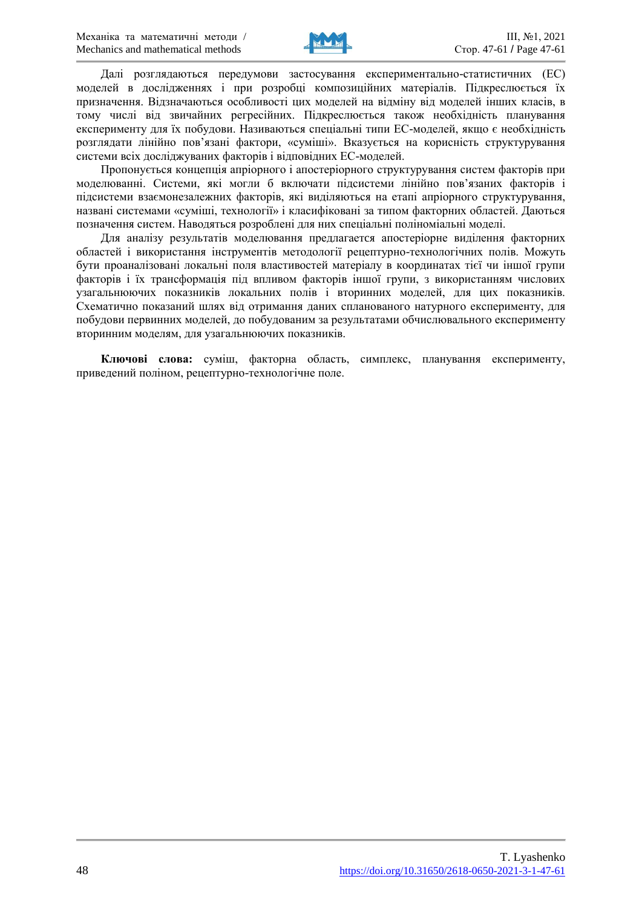Далі розглядаються передумови застосування експериментально-статистичних (ЕС) моделей в дослідженнях і при розробці композиційних матеріалів. Підкреслюється їх призначення. Відзначаються особливості цих моделей на відміну від моделей інших класів, в тому числі від звичайних регресійних. Підкреслюється також необхідність планування експерименту для їх побудови. Називаються спеціальні типи ЕС-моделей, якщо є необхідність розглядати лінійно пов'язані фактори, «суміші». Вказується на корисність структурування системи всіх досліджуваних факторів і відповідних ЕС-моделей.

Пропонується концепція апріорного і апостеріорного структурування систем факторів при моделюванні. Системи, які могли б включати підсистеми лінійно пов'язаних факторів і підсистеми взаємонезалежних факторів, які виділяються на етапі апріорного структурування, названі системами «суміші, технології» і класифіковані за типом факторних областей. Даються позначення систем. Наводяться розроблені для них спеціальні поліноміальні моделі.

Для аналізу результатів моделювання предлагается апостеріорне виділення факторних областей і використання інструментів методології рецептурно-технологічних полів. Можуть бути проаналізовані локальні поля властивостей матеріалу в координатах тієї чи іншої групи факторів і їх трансформація під впливом факторів іншої групи, з використанням числових узагальнюючих показників локальних полів і вторинних моделей, для цих показників. Схематично показаний шлях від отримання даних спланованого натурного експерименту, для побудови первинних моделей, до побудованим за результатами обчислювального експерименту вторинним моделям, для узагальнюючих показників.

**Ключові слова:** суміш, факторна область, симплекс, планування експерименту, приведений поліном, рецептурно-технологічне поле.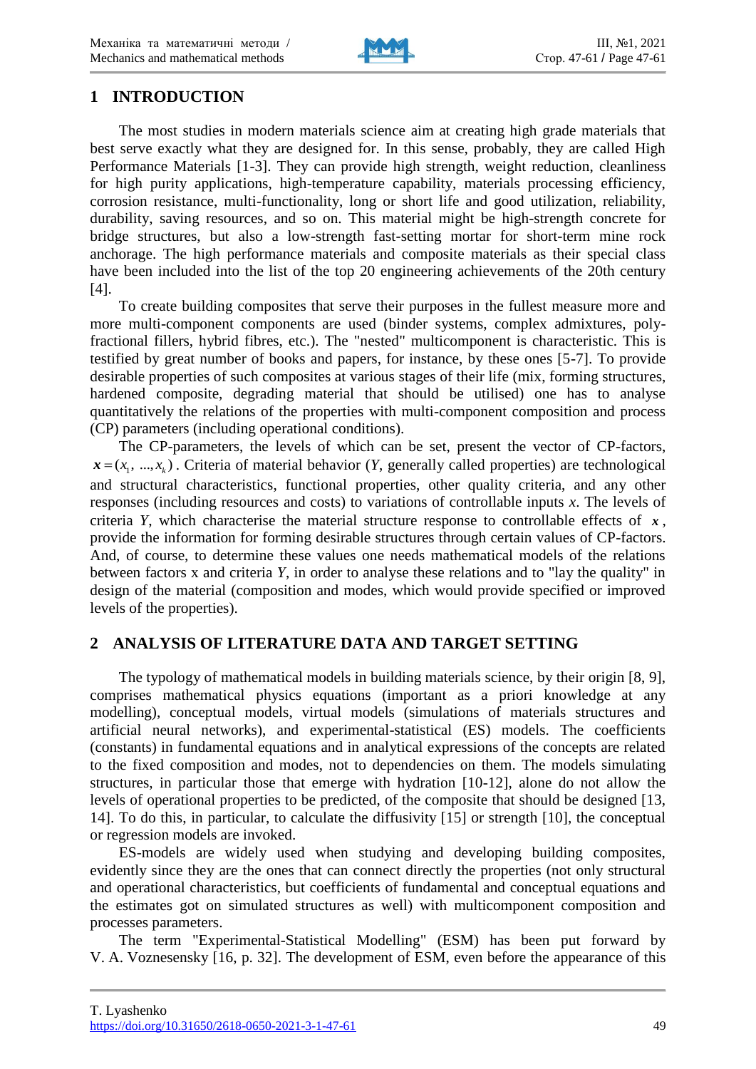## 1 INTRODUCTION

The most studies in modern materials science aim at creating high grade materials that best serve exactly what they are designed for. In this sense, probably, they are called High Performance Materials [1-3]. They can provide high strength, weight reduction, cleanliness for high purity applications, high-temperature capability, materials processing efficiency, corrosion resistance, multi-functionality, long or short life and good utilization, reliability, durability, saving resources, and so on. This material might be high-strength concrete for bridge structures, but also a low-strength fast-setting mortar for short-term mine rock anchorage. The high performance materials and composite materials as their special class have been included into the list of the top 20 engineering achievements of the 20th century [4].

To create building composites that serve their purposes in the fullest measure more and more multi-component components are used (binder systems, complex admixtures, poly-fractional fillers, hybrid fibres, etc.). The "nested" multicomponent is characteristic. This is testified by great number of books and papers, for instance, by these ones [5-7]. To provide desirable properties of such composites at various stages of their life (mix, forming structures, hardened composite, degrading material that should be utilised) one has to analyse quantitatively the relations of the properties with multi-component composition and process (CP) parameters (including operational conditions).

The CP-parameters, the levels of which can be set, present the vector of CP-factors, $\boldsymbol{x} = (x_1, ..., x_k)$. Criteria of material behavior (*Y*, generally called properties) are technological and structural characteristics, functional properties, other quality criteria, and any other responses (including resources and costs) to variations of controllable inputs *x*. The levels of criteria *Y*, which characterise the material structure response to controllable effects of $\boldsymbol{x}$, provide the information for forming desirable structures through certain values of CP-factors. And, of course, to determine these values one needs mathematical models of the relations between factors x and criteria *Y*, in order to analyse these relations and to "lay the quality" in design of the material (composition and modes, which would provide specified or improved levels of the properties).

## 2 ANALYSIS OF LITERATURE DATA AND TARGET SETTING

The typology of mathematical models in building materials science, by their origin [8, 9], comprises mathematical physics equations (important as a priori knowledge at any modelling), conceptual models, virtual models (simulations of materials structures and artificial neural networks), and experimental-statistical (ES) models. The coefficients (constants) in fundamental equations and in analytical expressions of the concepts are related to the fixed composition and modes, not to dependencies on them. The models simulating structures, in particular those that emerge with hydration [10-12], alone do not allow the levels of operational properties to be predicted, of the composite that should be designed [13, 14]. To do this, in particular, to calculate the diffusivity [15] or strength [10], the conceptual or regression models are invoked.

ES-models are widely used when studying and developing building composites, evidently since they are the ones that can connect directly the properties (not only structural and operational characteristics, but coefficients of fundamental and conceptual equations and the estimates got on simulated structures as well) with multicomponent composition and processes parameters.

The term "Experimental-Statistical Modelling" (ESM) has been put forward by V. A. Voznesensky [16, p. 32]. The development of ESM, even before the appearance of this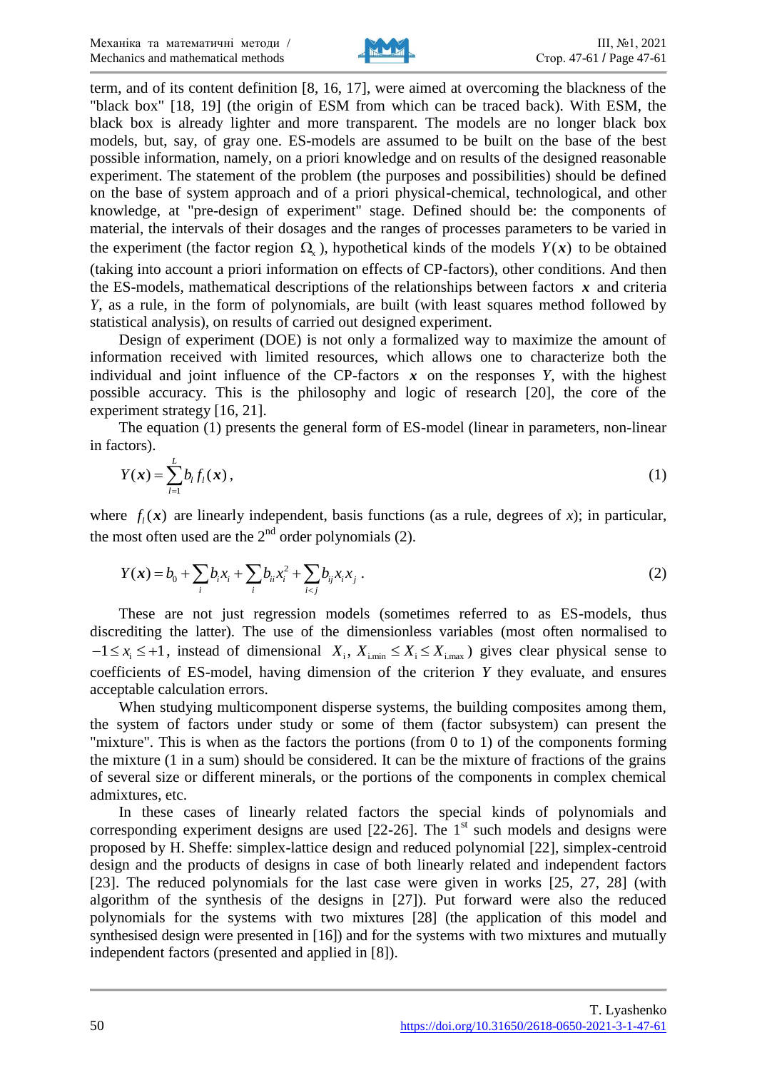term, and of its content definition [8, 16, 17], were aimed at overcoming the blackness of the "black box" [18, 19] (the origin of ESM from which can be traced back). With ESM, the black box is already lighter and more transparent. The models are no longer black box models, but, say, of gray one. ES-models are assumed to be built on the base of the best possible information, namely, on a priori knowledge and on results of the designed reasonable experiment. The statement of the problem (the purposes and possibilities) should be defined on the base of system approach and of a priori physical-chemical, technological, and other knowledge, at "pre-design of experiment" stage. Defined should be: the components of material, the intervals of their dosages and the ranges of processes parameters to be varied in the experiment (the factor region $\Omega_x$), hypothetical kinds of the models $Y(\boldsymbol{x})$ to be obtained (taking into account a priori information on effects of CP-factors), other conditions. And then the ES-models, mathematical descriptions of the relationships between factors $\boldsymbol{x}$ and criteria $Y$, as a rule, in the form of polynomials, are built (with least squares method followed by statistical analysis), on results of carried out designed experiment.

Design of experiment (DOE) is not only a formalized way to maximize the amount of information received with limited resources, which allows one to characterize both the individual and joint influence of the CP-factors $\boldsymbol{x}$ on the responses $Y$, with the highest possible accuracy. This is the philosophy and logic of research [20], the core of the experiment strategy [16, 21].

The equation (1) presents the general form of ES-model (linear in parameters, non-linear in factors).

$$Y(\boldsymbol{x}) = \sum_{l=1}^{L} b_l f_l(\boldsymbol{x}), \tag{1}$$

where $f_l(\boldsymbol{x})$ are linearly independent, basis functions (as a rule, degrees of $x$); in particular, the most often used are the 2[nd] order polynomials (2).

$$Y(\boldsymbol{x}) = b_0 + \sum_i b_i x_i + \sum_i b_{ii} x_i^2 + \sum_{i<j} b_{ij} x_i x_j \,. \tag{2}$$

These are not just regression models (sometimes referred to as ES-models, thus discrediting the latter). The use of the dimensionless variables (most often normalised to $-1 \le x_i \le +1$, instead of dimensional $X_i$, $X_{i.min} \le X_i \le X_{i.max}$) gives clear physical sense to coefficients of ES-model, having dimension of the criterion $Y$ they evaluate, and ensures acceptable calculation errors.

When studying multicomponent disperse systems, the building composites among them, the system of factors under study or some of them (factor subsystem) can present the "mixture". This is when as the factors the portions (from 0 to 1) of the components forming the mixture (1 in a sum) should be considered. It can be the mixture of fractions of the grains of several size or different minerals, or the portions of the components in complex chemical admixtures, etc.

In these cases of linearly related factors the special kinds of polynomials and corresponding experiment designs are used [22-26]. The 1[st] such models and designs were proposed by H. Sheffe: simplex-lattice design and reduced polynomial [22], simplex-centroid design and the products of designs in case of both linearly related and independent factors [23]. The reduced polynomials for the last case were given in works [25, 27, 28] (with algorithm of the synthesis of the designs in [27]). Put forward were also the reduced polynomials for the systems with two mixtures [28] (the application of this model and synthesised design were presented in [16]) and for the systems with two mixtures and mutually independent factors (presented and applied in [8]).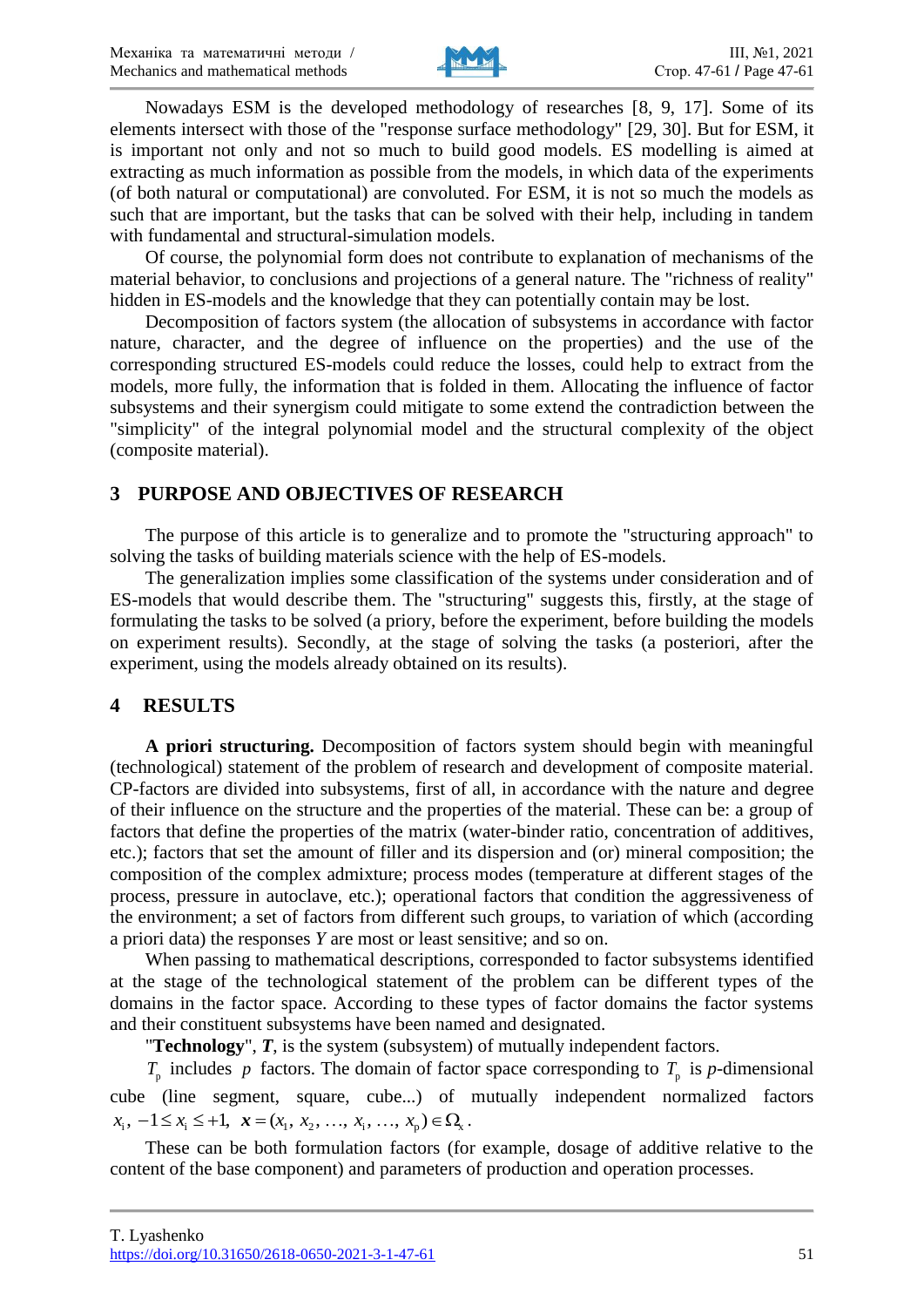Nowadays ESM is the developed methodology of researches [8, 9, 17]. Some of its elements intersect with those of the "response surface methodology" [29, 30]. But for ESM, it is important not only and not so much to build good models. ES modelling is aimed at extracting as much information as possible from the models, in which data of the experiments (of both natural or computational) are convoluted. For ESM, it is not so much the models as such that are important, but the tasks that can be solved with their help, including in tandem with fundamental and structural-simulation models.

Of course, the polynomial form does not contribute to explanation of mechanisms of the material behavior, to conclusions and projections of a general nature. The "richness of reality" hidden in ES-models and the knowledge that they can potentially contain may be lost.

Decomposition of factors system (the allocation of subsystems in accordance with factor nature, character, and the degree of influence on the properties) and the use of the corresponding structured ES-models could reduce the losses, could help to extract from the models, more fully, the information that is folded in them. Allocating the influence of factor subsystems and their synergism could mitigate to some extend the contradiction between the "simplicity" of the integral polynomial model and the structural complexity of the object (composite material).

## 3 PURPOSE AND OBJECTIVES OF RESEARCH

The purpose of this article is to generalize and to promote the "structuring approach" to solving the tasks of building materials science with the help of ES-models.

The generalization implies some classification of the systems under consideration and of ES-models that would describe them. The "structuring" suggests this, firstly, at the stage of formulating the tasks to be solved (a priory, before the experiment, before building the models on experiment results). Secondly, at the stage of solving the tasks (a posteriori, after the experiment, using the models already obtained on its results).

## 4 RESULTS

**A priori structuring.** Decomposition of factors system should begin with meaningful (technological) statement of the problem of research and development of composite material. CP-factors are divided into subsystems, first of all, in accordance with the nature and degree of their influence on the structure and the properties of the material. These can be: a group of factors that define the properties of the matrix (water-binder ratio, concentration of additives, etc.); factors that set the amount of filler and its dispersion and (or) mineral composition; the composition of the complex admixture; process modes (temperature at different stages of the process, pressure in autoclave, etc.); operational factors that condition the aggressiveness of the environment; a set of factors from different such groups, to variation of which (according a priori data) the responses $Y$ are most or least sensitive; and so on.

When passing to mathematical descriptions, corresponded to factor subsystems identified at the stage of the technological statement of the problem can be different types of the domains in the factor space. According to these types of factor domains the factor systems and their constituent subsystems have been named and designated.

"**Technology**", $\boldsymbol{T}$, is the system (subsystem) of mutually independent factors.

$T_p$ includes $p$ factors. The domain of factor space corresponding to $T_p$ is $p$-dimensional cube (line segment, square, cube...) of mutually independent normalized factors $x_i$, $-1 \le x_i \le +1$, $\boldsymbol{x} = (x_1, x_2, \ldots, x_i, \ldots, x_p) \in \Omega_x$.

These can be both formulation factors (for example, dosage of additive relative to the content of the base component) and parameters of production and operation processes.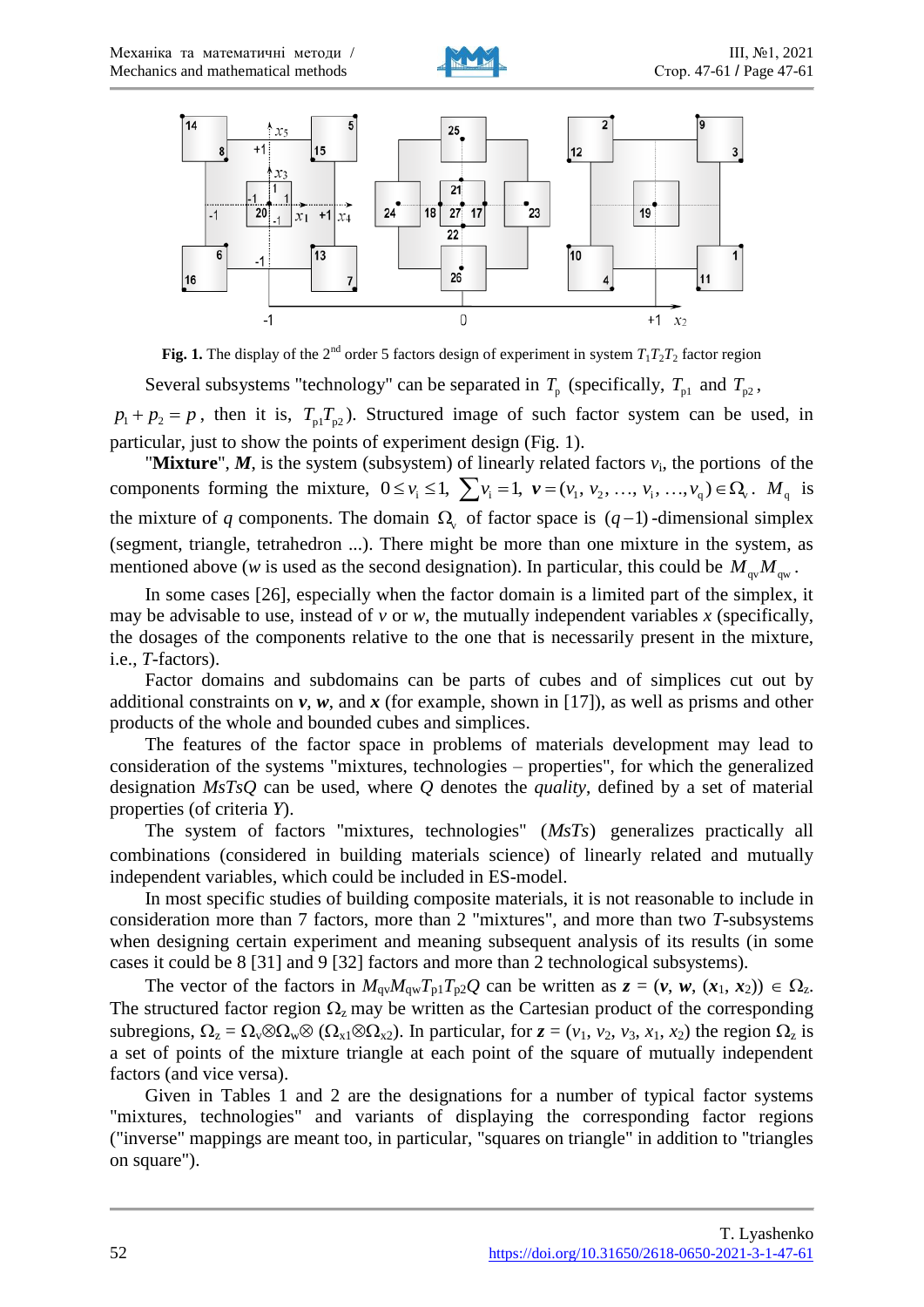**Fig. 1.** The display of the 2nd order 5 factors design of experiment in system $T_1T_2T_2$ factor region

Several subsystems "technology" can be separated in $T_p$ (specifically, $T_{p1}$ and $T_{p2}$, $p_1 + p_2 = p$, then it is, $T_{p1}T_{p2}$). Structured image of such factor system can be used, in particular, just to show the points of experiment design (Fig. 1).

"**Mixture**", ***M***, is the system (subsystem) of linearly related factors $v_i$, the portions of the components forming the mixture, $0 \le v_i \le 1$, $\sum v_i = 1$, $\boldsymbol{v} = (v_1, v_2, \ldots, v_i, \ldots, v_q) \in \Omega_v$. $M_q$ is the mixture of *q* components. The domain $\Omega_v$ of factor space is $(q-1)$-dimensional simplex (segment, triangle, tetrahedron ...). There might be more than one mixture in the system, as mentioned above (*w* is used as the second designation). In particular, this could be $M_{qv}M_{qw}$.

In some cases [26], especially when the factor domain is a limited part of the simplex, it may be advisable to use, instead of *v* or *w*, the mutually independent variables *x* (specifically, the dosages of the components relative to the one that is necessarily present in the mixture, i.e., *T*-factors).

Factor domains and subdomains can be parts of cubes and of simplices cut out by additional constraints on ***v***, ***w***, and ***x*** (for example, shown in [17]), as well as prisms and other products of the whole and bounded cubes and simplices.

The features of the factor space in problems of materials development may lead to consideration of the systems "mixtures, technologies – properties", for which the generalized designation *MsTsQ* can be used, where *Q* denotes the *quality*, defined by a set of material properties (of criteria *Y*).

The system of factors "mixtures, technologies" (*MsTs*) generalizes practically all combinations (considered in building materials science) of linearly related and mutually independent variables, which could be included in ES-model.

In most specific studies of building composite materials, it is not reasonable to include in consideration more than 7 factors, more than 2 "mixtures", and more than two *T*-subsystems when designing certain experiment and meaning subsequent analysis of its results (in some cases it could be 8 [31] and 9 [32] factors and more than 2 technological subsystems).

The vector of the factors in $M_{qv}M_{qw}T_{p1}T_{p2}Q$ can be written as $\boldsymbol{z} = (\boldsymbol{v}, \boldsymbol{w}, (\boldsymbol{x}_1, \boldsymbol{x}_2)) \in \Omega_z$. The structured factor region $\Omega_z$ may be written as the Cartesian product of the corresponding subregions, $\Omega_z = \Omega_v \otimes \Omega_w \otimes (\Omega_{x1} \otimes \Omega_{x2})$. In particular, for $\boldsymbol{z} = (v_1, v_2, v_3, x_1, x_2)$ the region $\Omega_z$ is a set of points of the mixture triangle at each point of the square of mutually independent factors (and vice versa).

Given in Tables 1 and 2 are the designations for a number of typical factor systems "mixtures, technologies" and variants of displaying the corresponding factor regions ("inverse" mappings are meant too, in particular, "squares on triangle" in addition to "triangles on square").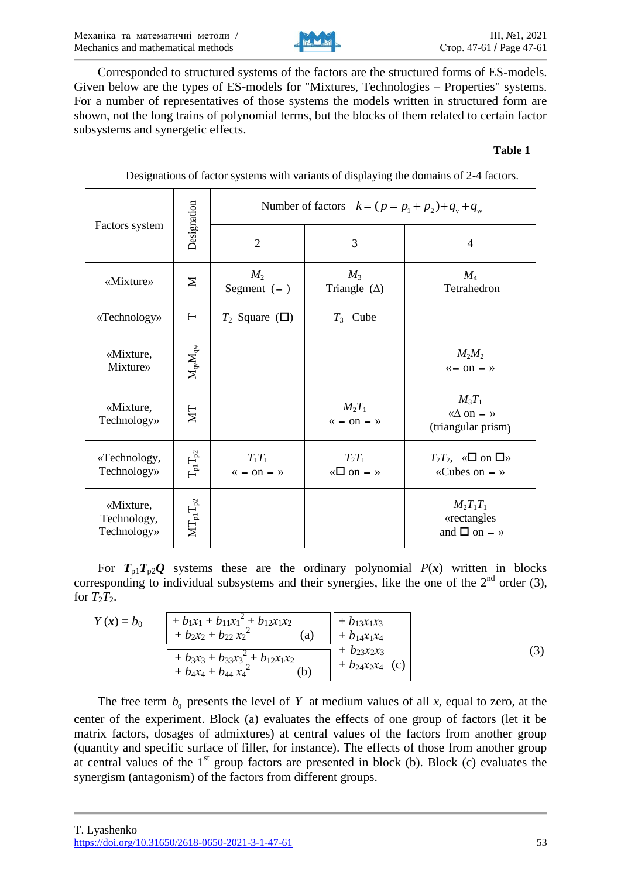Corresponded to structured systems of the factors are the structured forms of ES-models. Given below are the types of ES-models for "Mixtures, Technologies – Properties" systems. For a number of representatives of those systems the models written in structured form are shown, not the long trains of polynomial terms, but the blocks of them related to certain factor subsystems and synergetic effects.

**Table 1**

Designations of factor systems with variants of displaying the domains of 2-4 factors.

| Factors system | Designation | Number of factors $k = (p = p_1 + p_2) + q_v + q_w$ | | |
|---|---|---|---|---|
| | | 2 | 3 | 4 |
| «Mixture» | M | $M_2$ Segment (▬) | $M_3$ Triangle (Δ) | $M_4$ Tetrahedron |
| «Technology» | T | $T_2$ Square (☐) | $T_3$ Cube | |
| «Mixture, Mixture» | $M_{qv}M_{qw}$ | | | $M_2M_2$ «▬ on ▬» |
| «Mixture, Technology» | MT | | $M_2T_1$ « ▬ on ▬ » | $M_3T_1$ «Δ on ▬ » (triangular prism) |
| «Technology, Technology» | $T_{p1}T_{p2}$ | $T_1T_1$ « ▬ on ▬ » | $T_2T_1$ «☐ on ▬ » | $T_2T_2$, «☐ on ☐» «Cubes on ▬ » |
| «Mixture, Technology, Technology» | $MT_{p1}T_{p2}$ | | | $M_2T_1T_1$ «rectangles and ☐ on ▬ » |

For $\boldsymbol{T}_{p1}\boldsymbol{T}_{p2}\boldsymbol{Q}$ systems these are the ordinary polynomial $P(\boldsymbol{x})$ written in blocks corresponding to individual subsystems and their synergies, like the one of the 2nd order (3), for $T_2T_2$.

$$
Y(\boldsymbol{x}) = b_0 \quad \boxed{\begin{aligned} &+ b_1x_1 + b_{11}x_1^2 + b_{12}x_1x_2 \\ &+ b_2x_2 + b_{22}x_2^2 \qquad \text{(a)} \end{aligned}} \quad \boxed{\begin{aligned} &+ b_{13}x_1x_3 \\ &+ b_{14}x_1x_4 \\ &+ b_{23}x_2x_3 \\ &+ b_{24}x_2x_4 \quad \text{(c)} \end{aligned}}
$$
$$
\boxed{\begin{aligned} &+ b_3x_3 + b_{33}x_3^2 + b_{12}x_1x_2 \\ &+ b_4x_4 + b_{44}x_4^2 \qquad \text{(b)} \end{aligned}} \tag{3}
$$

The free term $b_0$ presents the level of $Y$ at medium values of all $x$, equal to zero, at the center of the experiment. Block (a) evaluates the effects of one group of factors (let it be matrix factors, dosages of admixtures) at central values of the factors from another group (quantity and specific surface of filler, for instance). The effects of those from another group at central values of the 1st group factors are presented in block (b). Block (c) evaluates the synergism (antagonism) of the factors from different groups.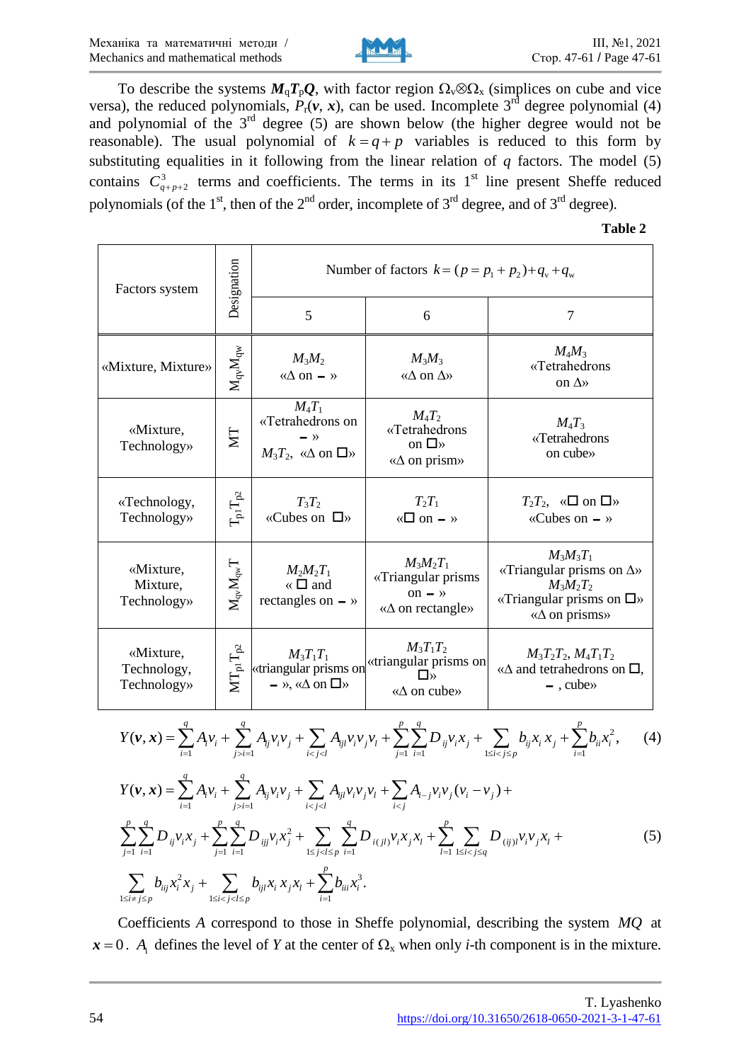To describe the systems $\boldsymbol{M}_q\boldsymbol{T}_p\boldsymbol{Q}$, with factor region $\Omega_v \otimes \Omega_x$ (simplices on cube and vice versa), the reduced polynomials, $P_r(\boldsymbol{v}, \boldsymbol{x})$, can be used. Incomplete 3rd degree polynomial (4) and polynomial of the 3rd degree (5) are shown below (the higher degree would not be reasonable). The usual polynomial of $k = q + p$ variables is reduced to this form by substituting equalities in it following from the linear relation of $q$ factors. The model (5) contains $C^3_{q+p+2}$ terms and coefficients. The terms in its 1st line present Sheffe reduced polynomials (of the 1st, then of the 2nd order, incomplete of 3rd degree, and of 3rd degree).

**Table 2**

| Factors system | Designation | Number of factors $k = (p = p_1 + p_2) + q_v + q_w$ | | |
|---|---|---|---|---|
| | | 5 | 6 | 7 |
| «Mixture, Mixture» | $M_{qv}M_{qw}$ | $M_3M_2$ «Δ on ▬ » | $M_3M_3$ «Δ on Δ» | $M_4M_3$ «Tetrahedrons on Δ» |
| «Mixture, Technology» | MT | $M_4T_1$ «Tetrahedrons on ▬ » $M_3T_2$, «Δ on □» | $M_4T_2$ «Tetrahedrons on □» «Δ on prism» | $M_4T_3$ «Tetrahedrons on cube» |
| «Technology, Technology» | $T_{p1}T_{p2}$ | $T_3T_2$ «Cubes on □» | $T_2T_1$ «□ on ▬ » | $T_2T_2$, «□ on □» «Cubes on ▬ » |
| «Mixture, Mixture, Technology» | $M_{qv}M_{qw}T$ | $M_2M_2T_1$ « □ and rectangles on ▬ » | $M_3M_2T_1$ «Triangular prisms on ▬ » «Δ on rectangle» | $M_3M_3T_1$ «Triangular prisms on Δ» $M_3M_2T_2$ «Triangular prisms on □» «Δ on prisms» |
| «Mixture, Technology, Technology» | $MT_{p1}T_{p2}$ | $M_3T_1T_1$ «triangular prisms on ▬ », «Δ on □» | $M_3T_1T_2$ «triangular prisms on □» «Δ on cube» | $M_3T_2T_2$, $M_4T_1T_2$ «Δ and tetrahedrons on □, ▬ , cube» |

$$Y(\boldsymbol{v}, \boldsymbol{x}) = \sum_{i=1}^{q} A_i v_i + \sum_{j>i=1}^{q} A_{ij} v_i v_j + \sum_{i<j<l} A_{ijl} v_i v_j v_l + \sum_{j=1}^{p}\sum_{i=1}^{q} D_{ij} v_i x_j + \sum_{1\le i<j\le p} b_{ij} x_i x_j + \sum_{i=1}^{p} b_{ii} x_i^2, \qquad (4)$$

$$\begin{aligned} Y(\boldsymbol{v}, \boldsymbol{x}) = {} & \sum_{i=1}^{q} A_i v_i + \sum_{j>i=1}^{q} A_{ij} v_i v_j + \sum_{i<j<l} A_{ijl} v_i v_j v_l + \sum_{i<j} A_{i-j} v_i v_j (v_i - v_j) + \\ & \sum_{j=1}^{p}\sum_{i=1}^{q} D_{ij} v_i x_j + \sum_{j=1}^{p}\sum_{i=1}^{q} D_{ijj} v_i x_j^2 + \sum_{1\le j<l\le p}\sum_{i=1}^{q} D_{i(jl)} v_i x_j x_l + \sum_{l=1}^{p}\sum_{1\le i<j\le q} D_{(ij)l} v_i v_j x_l + \\ & \sum_{1\le i\ne j\le p} b_{iij} x_i^2 x_j + \sum_{1\le i<j<l\le p} b_{ijl} x_i x_j x_l + \sum_{i=1}^{p} b_{iii} x_i^3. \end{aligned} \qquad (5)$$

Coefficients $A$ correspond to those in Sheffe polynomial, describing the system $MQ$ at $\boldsymbol{x} = 0$. $A_i$ defines the level of $Y$ at the center of $\Omega_x$ when only $i$-th component is in the mixture.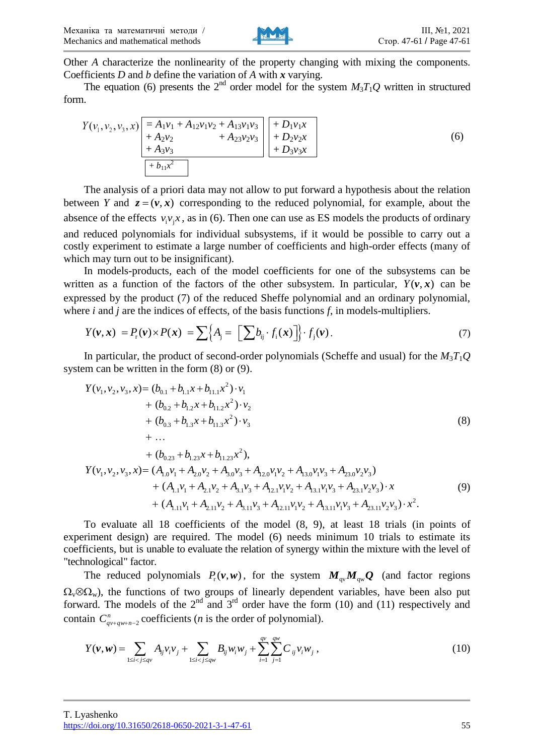Other $A$ characterize the nonlinearity of the property changing with mixing the components. Coefficients $D$ and $b$ define the variation of $A$ with $\boldsymbol{x}$ varying.

The equation (6) presents the 2nd order model for the system $M_3T_1Q$ written in structured form.

$$Y(v_1, v_2, v_3, x) \begin{array}{|l|}\hline = A_1v_1 + A_{12}v_1v_2 + A_{13}v_1v_3 \\ + A_2v_2 \qquad\qquad + A_{23}v_2v_3 \\ + A_3v_3 \\ \hline \end{array} \begin{array}{|l|}\hline + D_1v_1x \\ + D_2v_2x \\ + D_3v_3x \\ \hline \end{array} \qquad (6)$$
$$\begin{array}{|l|}\hline + b_{11}x^2 \\ \hline \end{array}$$

The analysis of a priori data may not allow to put forward a hypothesis about the relation between $Y$ and $\boldsymbol{z} = (\boldsymbol{v}, \boldsymbol{x})$ corresponding to the reduced polynomial, for example, about the absence of the effects $v_i v_j x$, as in (6). Then one can use as ES models the products of ordinary and reduced polynomials for individual subsystems, if it would be possible to carry out a costly experiment to estimate a large number of coefficients and high-order effects (many of which may turn out to be insignificant).

In models-products, each of the model coefficients for one of the subsystems can be written as a function of the factors of the other subsystem. In particular, $Y(\boldsymbol{v}, \boldsymbol{x})$ can be expressed by the product (7) of the reduced Sheffe polynomial and an ordinary polynomial, where $i$ and $j$ are the indices of effects, of the basis functions $f$, in models-multipliers.

$$Y(\boldsymbol{v}, \boldsymbol{x}) = P_r(\boldsymbol{v}) \times P(\boldsymbol{x}) = \sum \left\{ A_j = \left[ \sum b_{ij} \cdot f_i(\boldsymbol{x}) \right] \right\} \cdot f_j(\boldsymbol{v}). \qquad (7)$$

In particular, the product of second-order polynomials (Scheffe and usual) for the $M_3T_1Q$ system can be written in the form (8) or (9).

$$\begin{aligned} Y(v_1, v_2, v_3, x) = {} & (b_{0.1} + b_{1.1}x + b_{11.1}x^2) \cdot v_1 \\ & + (b_{0.2} + b_{1.2}x + b_{11.2}x^2) \cdot v_2 \\ & + (b_{0.3} + b_{1.3}x + b_{11.3}x^2) \cdot v_3 \\ & + \ldots \\ & + (b_{0.23} + b_{1.23}x + b_{11.23}x^2), \end{aligned} \qquad (8)$$

$$\begin{aligned} Y(v_1, v_2, v_3, x) = {} & (A_{1.0}v_1 + A_{2.0}v_2 + A_{3.0}v_3 + A_{12.0}v_1v_2 + A_{13.0}v_1v_3 + A_{23.0}v_2v_3) \\ & + (A_{1.1}v_1 + A_{2.1}v_2 + A_{3.1}v_3 + A_{12.1}v_1v_2 + A_{13.1}v_1v_3 + A_{23.1}v_2v_3) \cdot x \\ & + (A_{1.11}v_1 + A_{2.11}v_2 + A_{3.11}v_3 + A_{12.11}v_1v_2 + A_{13.11}v_1v_3 + A_{23.11}v_2v_3) \cdot x^2. \end{aligned} \qquad (9)$$

To evaluate all 18 coefficients of the model (8, 9), at least 18 trials (in points of experiment design) are required. The model (6) needs minimum 10 trials to estimate its coefficients, but is unable to evaluate the relation of synergy within the mixture with the level of "technological" factor.

The reduced polynomials $P_r(\boldsymbol{v}, \boldsymbol{w})$, for the system $\boldsymbol{M}_{qv}\boldsymbol{M}_{qw}\boldsymbol{Q}$ (and factor regions $\Omega_v \otimes \Omega_w$), the functions of two groups of linearly dependent variables, have been also put forward. The models of the 2nd and 3rd order have the form (10) and (11) respectively and contain $C^n_{qv+qw+n-2}$ coefficients ($n$ is the order of polynomial).

$$Y(\boldsymbol{v}, \boldsymbol{w}) = \sum_{1 \le i < j \le qv} A_{ij}v_iv_j + \sum_{1 \le i < j \le qw} B_{ij}w_iw_j + \sum_{i=1}^{qv} \sum_{j=1}^{qw} C_{ij}v_iw_j, \qquad (10)$$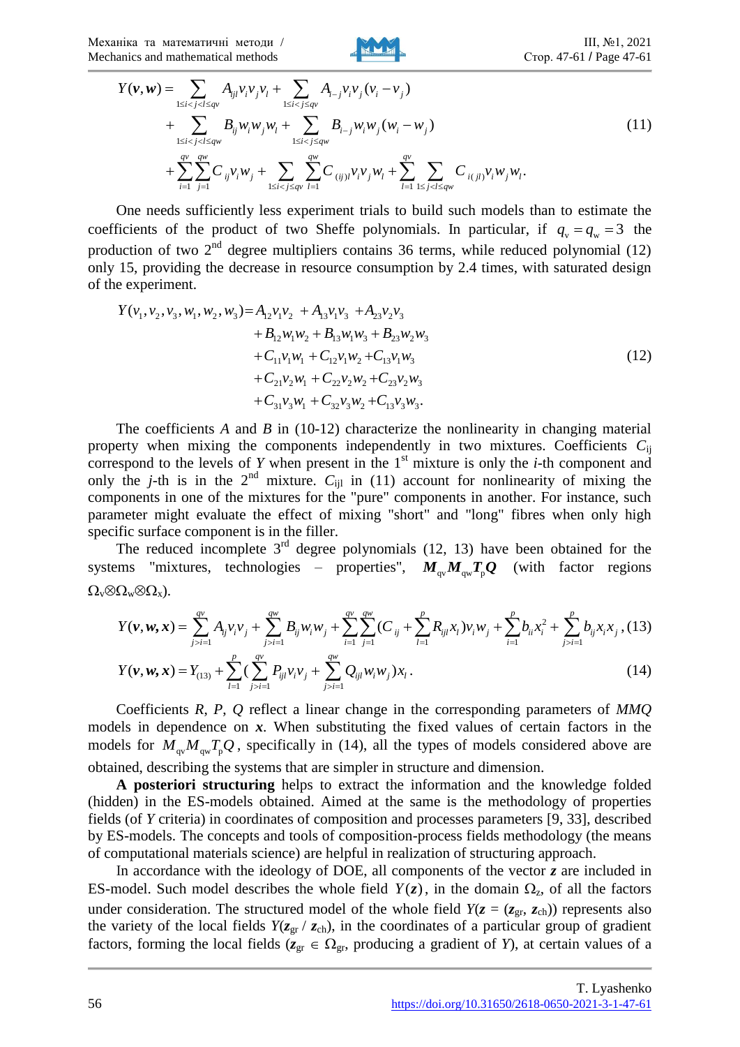$$Y(\boldsymbol{v},\boldsymbol{w}) = \sum_{1\le i<j<l\le qv} A_{ijl} v_i v_j v_l + \sum_{1\le i<j\le qv} A_{i-j} v_i v_j (v_i - v_j)$$
$$+ \sum_{1\le i<j<l\le qw} B_{ij} w_i w_j w_l + \sum_{1\le i<j\le qw} B_{i-j} w_i w_j (w_i - w_j) \tag{11}$$
$$+ \sum_{i=1}^{qv}\sum_{j=1}^{qw} C_{ij} v_i w_j + \sum_{1\le i<j\le qv}\sum_{l=1}^{qw} C_{(ij)l} v_i v_j w_l + \sum_{l=1}^{qv}\sum_{1\le j<l\le qw} C_{i(jl)} v_i w_j w_l.$$

One needs sufficiently less experiment trials to build such models than to estimate the coefficients of the product of two Sheffe polynomials. In particular, if $q_v = q_w = 3$ the production of two 2[nd] degree multipliers contains 36 terms, while reduced polynomial (12) only 15, providing the decrease in resource consumption by 2.4 times, with saturated design of the experiment.

$$\begin{aligned} Y(v_1,v_2,v_3,w_1,w_2,w_3) = {} & A_{12}v_1v_2 + A_{13}v_1v_3 + A_{23}v_2v_3 \\ & + B_{12}w_1w_2 + B_{13}w_1w_3 + B_{23}w_2w_3 \\ & + C_{11}v_1w_1 + C_{12}v_1w_2 + C_{13}v_1w_3 \\ & + C_{21}v_2w_1 + C_{22}v_2w_2 + C_{23}v_2w_3 \\ & + C_{31}v_3w_1 + C_{32}v_3w_2 + C_{13}v_3w_3. \end{aligned} \tag{12}$$

The coefficients *A* and *B* in (10-12) characterize the nonlinearity in changing material property when mixing the components independently in two mixtures. Coefficients $C_{ij}$ correspond to the levels of *Y* when present in the 1[st] mixture is only the *i*-th component and only the *j*-th is in the 2[nd] mixture. $C_{ijl}$ in (11) account for nonlinearity of mixing the components in one of the mixtures for the "pure" components in another. For instance, such parameter might evaluate the effect of mixing "short" and "long" fibres when only high specific surface component is in the filler.

The reduced incomplete 3[rd] degree polynomials (12, 13) have been obtained for the systems "mixtures, technologies – properties", $\boldsymbol{M}_{qv}\boldsymbol{M}_{qw}\boldsymbol{T}_p\boldsymbol{Q}$ (with factor regions $\Omega_v \otimes \Omega_w \otimes \Omega_x$).

$$Y(\boldsymbol{v},\boldsymbol{w},\boldsymbol{x}) = \sum_{j>i=1}^{qv} A_{ij} v_i v_j + \sum_{j>i=1}^{qw} B_{ij} w_i w_j + \sum_{i=1}^{qv}\sum_{j=1}^{qw}(C_{ij} + \sum_{l=1}^{p} R_{ijl} x_l) v_i w_j + \sum_{i=1}^{p} b_{ii} x_i^2 + \sum_{j>i=1}^{p} b_{ij} x_i x_j, \tag{13}$$

$$Y(\boldsymbol{v},\boldsymbol{w},\boldsymbol{x}) = Y_{(13)} + \sum_{l=1}^{p}\left(\sum_{j>i=1}^{qv} P_{ijl} v_i v_j + \sum_{j>i=1}^{qw} Q_{ijl} w_i w_j\right) x_l. \tag{14}$$

Coefficients *R*, *P*, *Q* reflect a linear change in the corresponding parameters of *MMQ* models in dependence on $\boldsymbol{x}$. When substituting the fixed values of certain factors in the models for $M_{qv}M_{qw}T_pQ$, specifically in (14), all the types of models considered above are obtained, describing the systems that are simpler in structure and dimension.

**A posteriori structuring** helps to extract the information and the knowledge folded (hidden) in the ES-models obtained. Aimed at the same is the methodology of properties fields (of *Y* criteria) in coordinates of composition and processes parameters [9, 33], described by ES-models. The concepts and tools of composition-process fields methodology (the means of computational materials science) are helpful in realization of structuring approach.

In accordance with the ideology of DOE, all components of the vector $\boldsymbol{z}$ are included in ES-model. Such model describes the whole field $Y(\boldsymbol{z})$, in the domain $\Omega_z$, of all the factors under consideration. The structured model of the whole field $Y(\boldsymbol{z} = (\boldsymbol{z}_{gr}, \boldsymbol{z}_{ch}))$ represents also the variety of the local fields $Y(\boldsymbol{z}_{gr} / \boldsymbol{z}_{ch})$, in the coordinates of a particular group of gradient factors, forming the local fields ($\boldsymbol{z}_{gr} \in \Omega_{gr}$, producing a gradient of *Y*), at certain values of a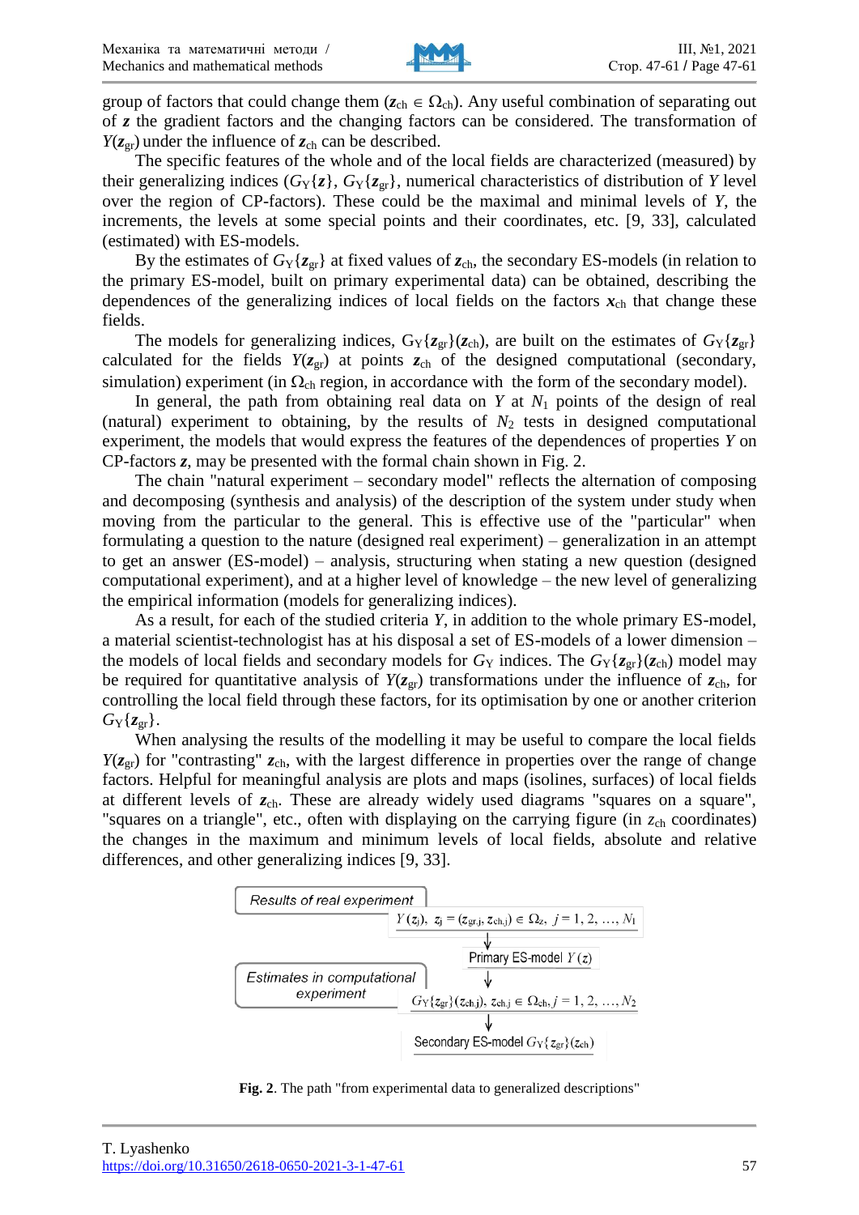group of factors that could change them ($\boldsymbol{z}_{ch} \in \Omega_{ch}$). Any useful combination of separating out of $\boldsymbol{z}$ the gradient factors and the changing factors can be considered. The transformation of $Y(\boldsymbol{z}_{gr})$ under the influence of $\boldsymbol{z}_{ch}$ can be described.

The specific features of the whole and of the local fields are characterized (measured) by their generalizing indices ($G_Y\{\boldsymbol{z}\}$, $G_Y\{\boldsymbol{z}_{gr}\}$, numerical characteristics of distribution of $Y$ level over the region of CP-factors). These could be the maximal and minimal levels of $Y$, the increments, the levels at some special points and their coordinates, etc. [9, 33], calculated (estimated) with ES-models.

By the estimates of $G_Y\{\boldsymbol{z}_{gr}\}$ at fixed values of $\boldsymbol{z}_{ch}$, the secondary ES-models (in relation to the primary ES-model, built on primary experimental data) can be obtained, describing the dependences of the generalizing indices of local fields on the factors $\boldsymbol{x}_{ch}$ that change these fields.

The models for generalizing indices, $G_Y\{\boldsymbol{z}_{gr}\}(\boldsymbol{z}_{ch})$, are built on the estimates of $G_Y\{\boldsymbol{z}_{gr}\}$ calculated for the fields $Y(\boldsymbol{z}_{gr})$ at points $\boldsymbol{z}_{ch}$ of the designed computational (secondary, simulation) experiment (in $\Omega_{ch}$ region, in accordance with the form of the secondary model).

In general, the path from obtaining real data on $Y$ at $N_1$ points of the design of real (natural) experiment to obtaining, by the results of $N_2$ tests in designed computational experiment, the models that would express the features of the dependences of properties $Y$ on CP-factors $\boldsymbol{z}$, may be presented with the formal chain shown in Fig. 2.

The chain "natural experiment – secondary model" reflects the alternation of composing and decomposing (synthesis and analysis) of the description of the system under study when moving from the particular to the general. This is effective use of the "particular" when formulating a question to the nature (designed real experiment) – generalization in an attempt to get an answer (ES-model) – analysis, structuring when stating a new question (designed computational experiment), and at a higher level of knowledge – the new level of generalizing the empirical information (models for generalizing indices).

As a result, for each of the studied criteria $Y$, in addition to the whole primary ES-model, a material scientist-technologist has at his disposal a set of ES-models of a lower dimension – the models of local fields and secondary models for $G_Y$ indices. The $G_Y\{\boldsymbol{z}_{gr}\}(\boldsymbol{z}_{ch})$ model may be required for quantitative analysis of $Y(\boldsymbol{z}_{gr})$ transformations under the influence of $\boldsymbol{z}_{ch}$, for controlling the local field through these factors, for its optimisation by one or another criterion $G_Y\{\boldsymbol{z}_{gr}\}$.

When analysing the results of the modelling it may be useful to compare the local fields $Y(\boldsymbol{z}_{gr})$ for "contrasting" $\boldsymbol{z}_{ch}$, with the largest difference in properties over the range of change factors. Helpful for meaningful analysis are plots and maps (isolines, surfaces) of local fields at different levels of $\boldsymbol{z}_{ch}$. These are already widely used diagrams "squares on a square", "squares on a triangle", etc., often with displaying on the carrying figure (in $z_{ch}$ coordinates) the changes in the maximum and minimum levels of local fields, absolute and relative differences, and other generalizing indices [9, 33].

*Results of real experiment*

$Y(\boldsymbol{z}_j)$, $\boldsymbol{z}_j = (\boldsymbol{z}_{gr.j}, \boldsymbol{z}_{ch.j}) \in \Omega_z$, $j = 1, 2, \ldots, N_1$

↓

Primary ES-model $Y(\boldsymbol{z})$

↓

*Estimates in computational experiment*

$G_Y\{\boldsymbol{z}_{gr}\}(\boldsymbol{z}_{ch.j})$, $\boldsymbol{z}_{ch.j} \in \Omega_{ch}$, $j = 1, 2, \ldots, N_2$

↓

Secondary ES-model $G_Y\{\boldsymbol{z}_{gr}\}(\boldsymbol{z}_{ch})$

**Fig. 2**. The path "from experimental data to generalized descriptions"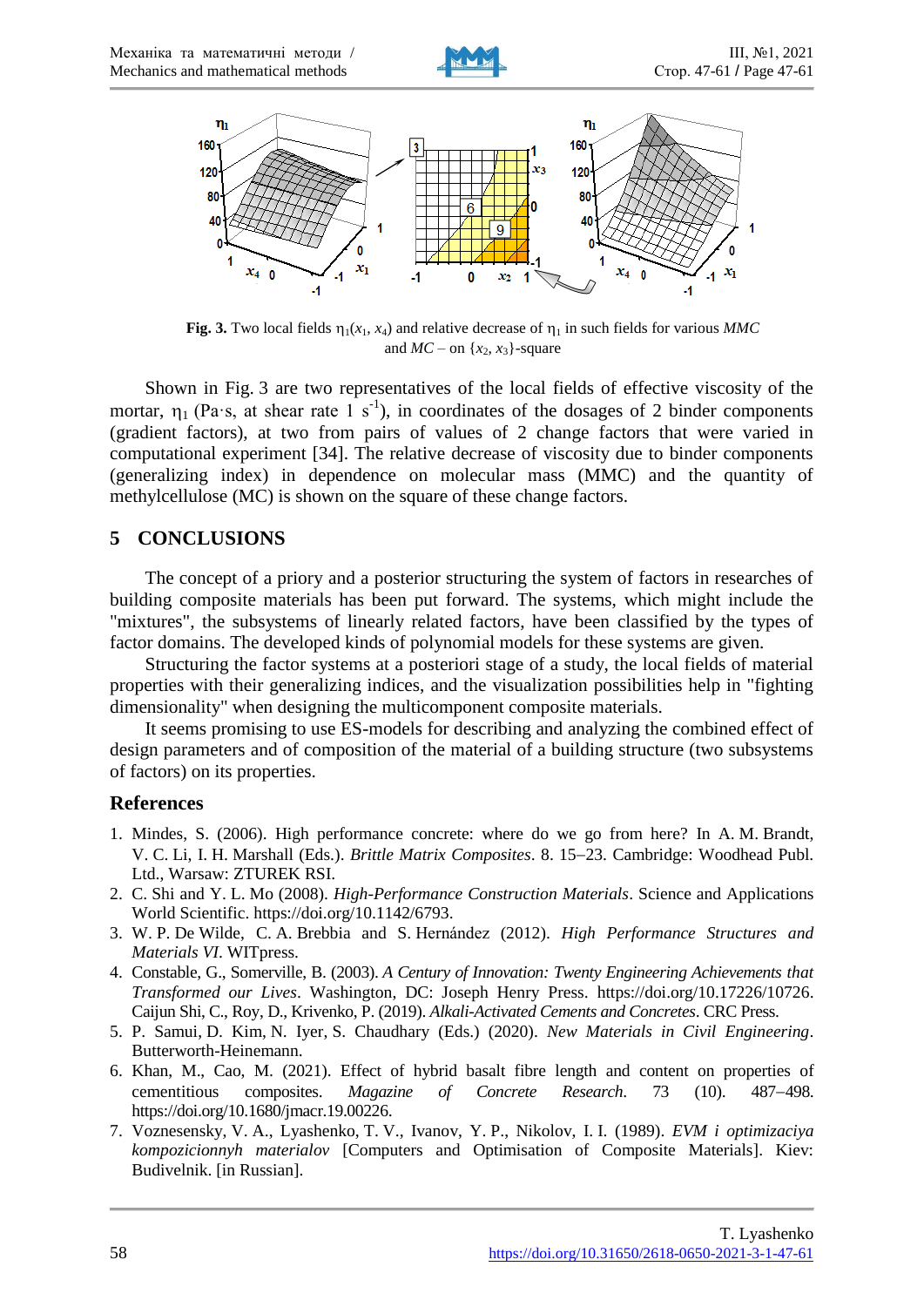**Fig. 3.** Two local fields $\eta_1(x_1, x_4)$ and relative decrease of $\eta_1$ in such fields for various *MMC* and *MC* – on $\{x_2, x_3\}$-square

Shown in Fig. 3 are two representatives of the local fields of effective viscosity of the mortar, $\eta_1$ (Pa·s, at shear rate 1 $s^{-1}$), in coordinates of the dosages of 2 binder components (gradient factors), at two from pairs of values of 2 change factors that were varied in computational experiment [34]. The relative decrease of viscosity due to binder components (generalizing index) in dependence on molecular mass (MMC) and the quantity of methylcellulose (MC) is shown on the square of these change factors.

## 5 CONCLUSIONS

The concept of a priory and a posterior structuring the system of factors in researches of building composite materials has been put forward. The systems, which might include the "mixtures", the subsystems of linearly related factors, have been classified by the types of factor domains. The developed kinds of polynomial models for these systems are given.

Structuring the factor systems at a posteriori stage of a study, the local fields of material properties with their generalizing indices, and the visualization possibilities help in "fighting dimensionality" when designing the multicomponent composite materials.

It seems promising to use ES-models for describing and analyzing the combined effect of design parameters and of composition of the material of a building structure (two subsystems of factors) on its properties.

### References

1. Mindes, S. (2006). High performance concrete: where do we go from here? In A. M. Brandt, V. C. Li, I. H. Marshall (Eds.). *Brittle Matrix Composites*. 8. 15–23. Cambridge: Woodhead Publ. Ltd., Warsaw: ZTUREK RSI.
2. C. Shi and Y. L. Mo (2008). *High-Performance Construction Materials*. Science and Applications World Scientific. https://doi.org/10.1142/6793.
3. W. P. De Wilde, C. A. Brebbia and S. Hernández (2012). *High Performance Structures and Materials VI*. WITpress.
4. Constable, G., Somerville, B. (2003). *A Century of Innovation: Twenty Engineering Achievements that Transformed our Lives*. Washington, DC: Joseph Henry Press. https://doi.org/10.17226/10726. Caijun Shi, C., Roy, D., Krivenko, P. (2019). *Alkali-Activated Cements and Concretes*. CRC Press.
5. P. Samui, D. Kim, N. Iyer, S. Chaudhary (Eds.) (2020). *New Materials in Civil Engineering*. Butterworth-Heinemann.
6. Khan, M., Cao, M. (2021). Effect of hybrid basalt fibre length and content on properties of cementitious composites. *Magazine of Concrete Research*. 73 (10). 487–498. https://doi.org/10.1680/jmacr.19.00226.
7. Voznesensky, V. A., Lyashenko, T. V., Ivanov, Y. P., Nikolov, I. I. (1989). *EVM i optimizaciya kompozicionnyh materialov* [Computers and Optimisation of Composite Materials]. Kiev: Budivelnik. [in Russian].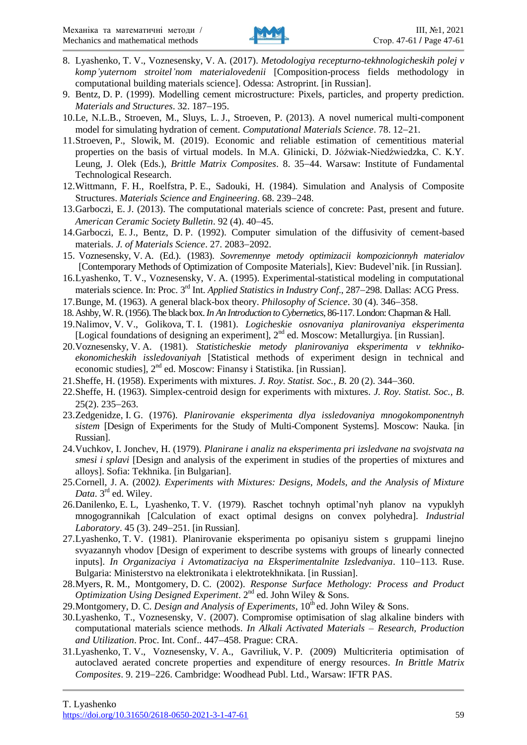8. Lyashenko, T. V., Voznesensky, V. A. (2017). *Metodologiya recepturno-tekhnologicheskih polej v komp'yuternom stroitel'nom materialovedenii* [Composition-process fields methodology in computational building materials science]. Odessa: Astroprint. [in Russian].
9. Bentz, D. P. (1999). Modelling cement microstructure: Pixels, particles, and property prediction. *Materials and Structures*. 32. 187–195.
10. Le, N.L.B., Stroeven, M., Sluys, L. J., Stroeven, P. (2013). A novel numerical multi-component model for simulating hydration of cement. *Computational Materials Science*. 78. 12–21.
11. Stroeven, P., Slowik, M. (2019). Economic and reliable estimation of cementitious material properties on the basis of virtual models. In M.A. Glinicki, D. Jóźwiak-Niedźwiedzka, C. K.Y. Leung, J. Olek (Eds.), *Brittle Matrix Composites*. 8. 35–44. Warsaw: Institute of Fundamental Technological Research.
12. Wittmann, F. H., Roelfstra, P. E., Sadouki, H. (1984). Simulation and Analysis of Composite Structures. *Materials Science and Engineering*. 68. 239–248.
13. Garboczi, E. J. (2013). The computational materials science of concrete: Past, present and future. *American Ceramic Society Bulletin*. 92 (4). 40–45.
14. Garboczi, E. J., Bentz, D. P. (1992). Computer simulation of the diffusivity of cement-based materials. *J. of Materials Science*. 27. 2083–2092.
15. Voznesensky, V. A. (Ed.). (1983). *Sovremennye metody optimizacii kompozicionnyh materialov* [Contemporary Methods of Optimization of Composite Materials], Kiev: Budevel'nik. [in Russian].
16. Lyashenko, T. V., Voznesensky, V. A. (1995). Experimental-statistical modeling in computational materials science. In: Proc. 3rd Int. *Applied Statistics in Industry Conf.*, 287–298. Dallas: ACG Press.
17. Bunge, M. (1963). A general black-box theory. *Philosophy of Science*. 30 (4). 346–358.
18. Ashby, W. R. (1956). The black box. *In An Introduction to Cybernetics*, 86-117. London: Chapman & Hall.
19. Nalimov, V. V., Golikova, T. I. (1981). *Logicheskie osnovaniya planirovaniya eksperimenta* [Logical foundations of designing an experiment], 2nd ed. Moscow: Metallurgiya. [in Russian].
20. Voznesensky, V. A. (1981). *Statisticheskie metody planirovaniya eksperimenta v tekhniko-ekonomicheskih issledovaniyah* [Statistical methods of experiment design in technical and economic studies], 2nd ed. Moscow: Finansy i Statistika. [in Russian].
21. Sheffe, H. (1958). Experiments with mixtures. *J. Roy. Statist. Soc., B*. 20 (2). 344–360.
22. Sheffe, H. (1963). Simplex-centroid design for experiments with mixtures. *J. Roy. Statist. Soc., B*. 25(2). 235–263.
23. Zedgenidze, I. G. (1976). *Planirovanie eksperimenta dlya issledovaniya mnogokomponentnyh sistem* [Design of Experiments for the Study of Multi-Component Systems]. Moscow: Nauka. [in Russian].
24. Vuchkov, I. Jonchev, H. (1979). *Planirane i analiz na eksperimenta pri izsledvane na svojstvata na smesi i splavi* [Design and analysis of the experiment in studies of the properties of mixtures and alloys]. Sofia: Tekhnika. [in Bulgarian].
25. Cornell, J. A. (2002). *Experiments with Mixtures: Designs, Models, and the Analysis of Mixture Data*. 3rd ed. Wiley.
26. Danilenko, E. L, Lyashenko, T. V. (1979). Raschet tochnyh optimal'nyh planov na vypuklyh mnogogrannikah [Calculation of exact optimal designs on convex polyhedra]. *Industrial Laboratory*. 45 (3). 249–251. [in Russian].
27. Lyashenko, T. V. (1981). Planirovanie eksperimenta po opisaniyu sistem s gruppami linejno svyazannyh vhodov [Design of experiment to describe systems with groups of linearly connected inputs]. *In Organizaciya i Avtomatizaciya na Eksperimentalnite Izsledvaniya*. 110–113. Ruse. Bulgaria: Ministerstvo na elektronikata i elektrotekhnikata. [in Russian].
28. Myers, R. M., Montgomery, D. C. (2002). *Response Surface Methodology: Process and Product Optimization Using Designed Experiment*. 2nd ed. John Wiley & Sons.
29. Montgomery, D. C. *Design and Analysis of Experiments*, 10th ed. John Wiley & Sons.
30. Lyashenko, T., Voznesensky, V. (2007). Compromise optimisation of slag alkaline binders with computational materials science methods. *In Alkali Activated Materials – Research, Production and Utilization*. Proc. Int. Conf.. 447–458. Prague: CRA.
31. Lyashenko, T. V., Voznesensky, V. A., Gavriliuk, V. P. (2009) Multicriteria optimisation of autoclaved aerated concrete properties and expenditure of energy resources. *In Brittle Matrix Composites*. 9. 219–226. Cambridge: Woodhead Publ. Ltd., Warsaw: IFTR PAS.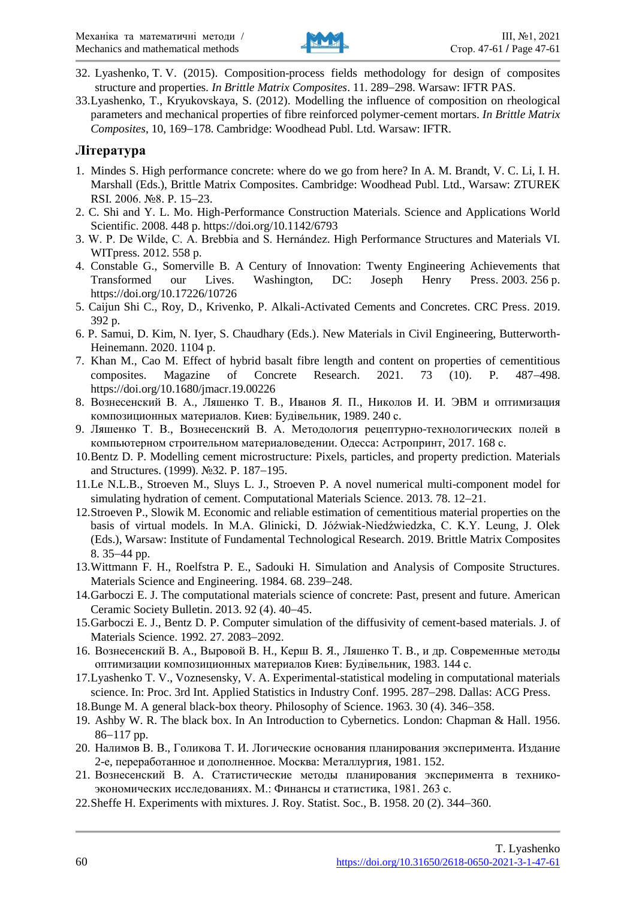32. Lyashenko, T. V. (2015). Composition-process fields methodology for design of composites structure and properties. *In Brittle Matrix Composites*. 11. 289–298. Warsaw: IFTR PAS.
33. Lyashenko, T., Kryukovskaya, S. (2012). Modelling the influence of composition on rheological parameters and mechanical properties of fibre reinforced polymer-cement mortars. *In Brittle Matrix Composites*, 10, 169–178. Cambridge: Woodhead Publ. Ltd. Warsaw: IFTR.

## Література

1. Mindes S. High performance concrete: where do we go from here? In A. M. Brandt, V. C. Li, I. H. Marshall (Eds.), Brittle Matrix Composites. Cambridge: Woodhead Publ. Ltd., Warsaw: ZTUREK RSI. 2006. №8. P. 15–23.
2. C. Shi and Y. L. Mo. High-Performance Construction Materials. Science and Applications World Scientific. 2008. 448 p. https://doi.org/10.1142/6793
3. W. P. De Wilde, C. A. Brebbia and S. Hernández. High Performance Structures and Materials VI. WITpress. 2012. 558 p.
4. Constable G., Somerville B. A Century of Innovation: Twenty Engineering Achievements that Transformed our Lives. Washington, DC: Joseph Henry Press. 2003. 256 p. https://doi.org/10.17226/10726
5. Caijun Shi C., Roy, D., Krivenko, P. Alkali-Activated Cements and Concretes. CRC Press. 2019. 392 p.
6. P. Samui, D. Kim, N. Iyer, S. Chaudhary (Eds.). New Materials in Civil Engineering, Butterworth-Heinemann. 2020. 1104 p.
7. Khan M., Cao M. Effect of hybrid basalt fibre length and content on properties of cementitious composites. Magazine of Concrete Research. 2021. 73 (10). P. 487–498. https://doi.org/10.1680/jmacr.19.00226
8. Вознесенский В. А., Ляшенко Т. В., Иванов Я. П., Николов И. И. ЭВМ и оптимизация композиционных материалов. Киев: Будівельник, 1989. 240 с.
9. Ляшенко Т. В., Вознесенский В. А. Методология рецептурно-технологических полей в компьютерном строительном материаловедении. Одесса: Астропринт, 2017. 168 с.
10. Bentz D. P. Modelling cement microstructure: Pixels, particles, and property prediction. Materials and Structures. (1999). №32. P. 187–195.
11. Le N.L.B., Stroeven M., Sluys L. J., Stroeven P. A novel numerical multi-component model for simulating hydration of cement. Computational Materials Science. 2013. 78. 12–21.
12. Stroeven P., Slowik M. Economic and reliable estimation of cementitious material properties on the basis of virtual models. In M.A. Glinicki, D. Jóźwiak-Niedźwiedzka, C. K.Y. Leung, J. Olek (Eds.), Warsaw: Institute of Fundamental Technological Research. 2019. Brittle Matrix Composites 8. 35–44 pp.
13. Wittmann F. H., Roelfstra P. E., Sadouki H. Simulation and Analysis of Composite Structures. Materials Science and Engineering. 1984. 68. 239–248.
14. Garboczi E. J. The computational materials science of concrete: Past, present and future. American Ceramic Society Bulletin. 2013. 92 (4). 40–45.
15. Garboczi E. J., Bentz D. P. Computer simulation of the diffusivity of cement-based materials. J. of Materials Science. 1992. 27. 2083–2092.
16. Вознесенский В. А., Выровой В. Н., Керш В. Я., Ляшенко Т. В., и др. Современные методы оптимизации композиционных материалов Киев: Будівельник, 1983. 144 с.
17. Lyashenko T. V., Voznesensky, V. A. Experimental-statistical modeling in computational materials science. In: Proc. 3rd Int. Applied Statistics in Industry Conf. 1995. 287–298. Dallas: ACG Press.
18. Bunge M. A general black-box theory. Philosophy of Science. 1963. 30 (4). 346–358.
19. Ashby W. R. The black box. In An Introduction to Cybernetics. London: Chapman & Hall. 1956. 86–117 pp.
20. Налимов В. В., Голикова Т. И. Логические основания планирования эксперимента. Издание 2-е, переработанное и дополненное. Москва: Металлургия, 1981. 152.
21. Вознесенский В. А. Статистические методы планирования эксперимента в технико-экономических исследованиях. М.: Финансы и статистика, 1981. 263 с.
22. Sheffe H. Experiments with mixtures. J. Roy. Statist. Soc., B. 1958. 20 (2). 344–360.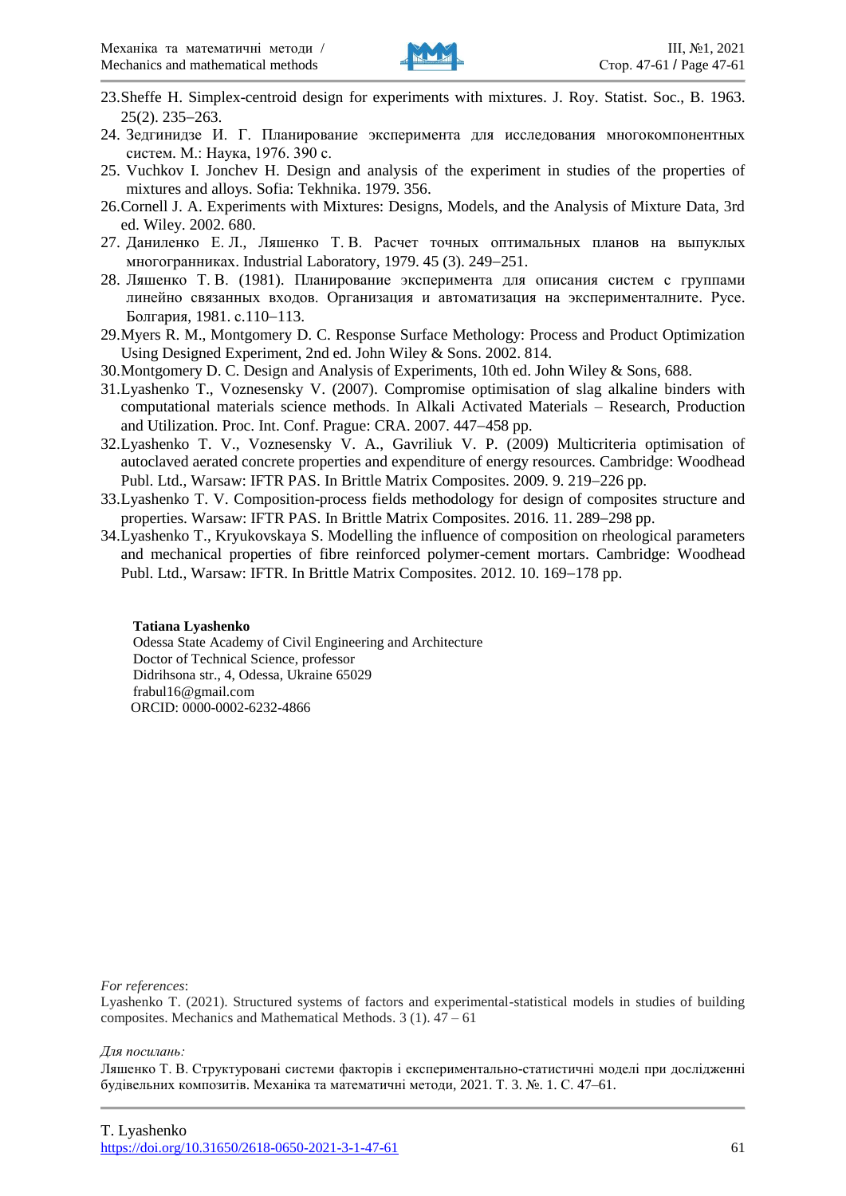23. Sheffe H. Simplex-centroid design for experiments with mixtures. J. Roy. Statist. Soc., B. 1963. 25(2). 235−263.
24. Зедгинидзе И. Г. Планирование эксперимента для исследования многокомпонентных систем. М.: Наука, 1976. 390 с.
25. Vuchkov I. Jonchev H. Design and analysis of the experiment in studies of the properties of mixtures and alloys. Sofia: Tekhnika. 1979. 356.
26. Cornell J. A. Experiments with Mixtures: Designs, Models, and the Analysis of Mixture Data, 3rd ed. Wiley. 2002. 680.
27. Даниленко Е. Л., Ляшенко Т. В. Расчет точных оптимальных планов на выпуклых многогранниках. Industrial Laboratory, 1979. 45 (3). 249−251.
28. Ляшенко Т. В. (1981). Планирование эксперимента для описания систем с группами линейно связанных входов. Организация и автоматизация на експерименталните. Русе. Болгария, 1981. с.110−113.
29. Myers R. M., Montgomery D. C. Response Surface Methology: Process and Product Optimization Using Designed Experiment, 2nd ed. John Wiley & Sons. 2002. 814.
30. Montgomery D. C. Design and Analysis of Experiments, 10th ed. John Wiley & Sons, 688.
31. Lyashenko T., Voznesensky V. (2007). Compromise optimisation of slag alkaline binders with computational materials science methods. In Alkali Activated Materials – Research, Production and Utilization. Proc. Int. Conf. Prague: CRA. 2007. 447−458 pp.
32. Lyashenko T. V., Voznesensky V. A., Gavriliuk V. P. (2009) Multicriteria optimisation of autoclaved aerated concrete properties and expenditure of energy resources. Cambridge: Woodhead Publ. Ltd., Warsaw: IFTR PAS. In Brittle Matrix Composites. 2009. 9. 219−226 pp.
33. Lyashenko T. V. Composition-process fields methodology for design of composites structure and properties. Warsaw: IFTR PAS. In Brittle Matrix Composites. 2016. 11. 289−298 pp.
34. Lyashenko T., Kryukovskaya S. Modelling the influence of composition on rheological parameters and mechanical properties of fibre reinforced polymer-cement mortars. Cambridge: Woodhead Publ. Ltd., Warsaw: IFTR. In Brittle Matrix Composites. 2012. 10. 169−178 pp.

**Tatiana Lyashenko**
Odessa State Academy of Civil Engineering and Architecture
Doctor of Technical Science, professor
Didrihsona str., 4, Odessa, Ukraine 65029
frabul16@gmail.com
ORCID: 0000-0002-6232-4866

*For references*:
Lyashenko T. (2021). Structured systems of factors and experimental-statistical models in studies of building composites. Mechanics and Mathematical Methods. 3 (1). 47 – 61

*Для посилань:*
Ляшенко Т. В. Структуровані системи факторів і експериментально-статистичні моделі при дослідженні будівельних композитів. Механіка та математичні методи, 2021. Т. 3. №. 1. С. 47–61.

T. Lyashenko
https://doi.org/10.31650/2618-0650-2021-3-1-47-61